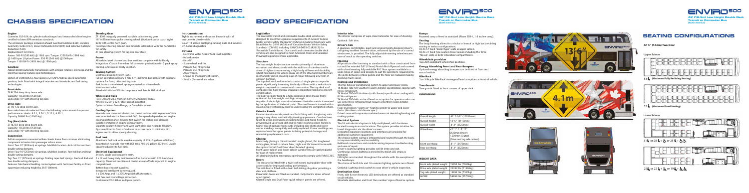# CHASSIS SPECIFICATION

### Engine

Cummins ISL9 8.9L six cylinder turbocharged and intercooled diesel engine certified to latest EPA emission standards.

The emissions package includes Exhaust Gas Recirculation (EGR), Variable Geometry Turbo (VGT), Diesel Particulate Filter (DPF) and Selective Catalytic Reduction (SCR).

Displacement: 8.9 litres.

Power: 380 PS (280 kW) @ 1900 rpm; Torque: 1250 lbf·ft (1696 Nm) @ 1400 rpm; (Option Power: 330 PS (243 kW) @2000rpm; Torque: 1100 lbf·ft (1493 Nm) @ 1300rpm).

### Gearbox

Allison B500R automatic transmission with integral retarder, interlocks and the latest fuel saving features and technologies.

Option of Voith DIWA.6 four speed or ZF-EAP1700B six speed automatic gearbox, both fitted with integral retarders and interlocks and fuel saving technologies.

### Front Axle

ZF RL75A drop drop beam axle.
Capacity: 16538 lbs (7500 kg).
Lock angle 47° with steering tag axle.

### Drive Axle

ZF AV-133 drop centre axle.

Rear axle drive ratio selected from the following ratios to match operator performance criteria: 6.2:1, 5.74:1, 5.12:1, 4.53:1.
Capacity 26460 lbs (12000kg).

### Tag (Rear) Axle

ZF RL75A drop drop beam axle.
Capacity: 16538 lbs (7500 kg).
Lock angle 10° with steering tag axle.

### Suspension

Full air suspension mounted within chassis frame floor contours eliminating component intrusion into passenger saloon areas.

Front: Two 12" (305mm) air springs. Multilink location. Anti-roll bar and two double-acting dampers.

Drive: Four 10" (255mm) air springs. Multilink location. Anti-roll bar and four double-acting dampers.

Tag: Two 11" (275mm) air springs. Trailing taper leaf springs. Panhard Rod and two double acting dampers.

Features: Mechanical levelling control system with fast-kneel facility on front suspension reducing height by 2½" (80mm).

### Steering Gear

ZF 8098 integrally powered, variable ratio steering gear.
18" (457mm) two spoke steering wheel. (Option 4 spoke coach style) both with centre horn push.
Telescopic steering column and kerbside interlocked with the handbrake for safety.
ZF RAS steering system for tag axle rear steer.

### Frame

All welded steel channel and box sections complete with full body integration. Chassis frame has full corrosion protection with 2 pack epoxy coating, and wax oil cavity injection.

### Braking System

Electronic Braking System (EBS).
Full air operated category 1 ABS 17" (430mm) disc brakes with separate systems for front, drive and tag axles.
Park brake is air-released, spring-actuated on drive wheels.
Hand control valve.
Fitted with Wabco 500 air compressor and Bendix AD9 air dryer.

### Wheels and Tires

Tires: 305/70R22.5 Michelin X InCity Z tubeless radial.
Wheels: 8.25J" x 22.5" steel spigot mounted.
Option of Alcoa Dura-Flange, or Dura-Brite wheels.

### Cooling System

Nearside rear mounted electric fan cooled radiator with separate offside rear mounted electric fan cooled CAC. Fan speeds dependent on engine cooling performance. Reverse fan switch for testing and cleaning radiators installed in engine compartment.
Separate coolant header tank with sight glass and nearside fill point.
Aqueous filled in front of radiator on access door to minimize dirt ingress and to allow speedy cleaning.

### Fuel tank

Aluminum fuel tank with a usable capacity of 119 US gallons (450 litres) mounted on nearside rear with DEF tank 7(10 US gallons (27 litres) usable capacity adjacent to fuel tank.

### Electrical Equipment

24 volt, single pole negative earth.
2 x 12 volt heavy duty maintenance-free batteries with 225 Amp/hour capacity. Mounted on slide-out carrier at rear offside adjacent to engine compartment.
Battery boost socket supplied.
Integrated intelligent battery guard.
1 x 500 Amp and 1 x 275 Amp Niehoff alternators.
Fast fuse and overvoltage protection.
Continental VDO Kibes multiplex system.

### Instrumentation

Stylish instrument and control binnacle with all instruments clearly visible.
Color TFT screen displaying running data and intuitive On-board diagnostics.

### Options

- Electronic water header tank level indicator.
- Hubodometer.
- Ferry lift.
- Spare wheel and tire.
- Poolock fuel fill systems.
- Poolock DEF fill system.
- Alloy wheels.
- Engine oil management system.
- Service (Fenco) drain valves.

# BODY SPECIFICATION

### Legislation

The Enviro500 transit and commuter double deck vehicles are designed to meet the legislative requirements of current 'Federal Motor Vehicle Safety Standards' (FMVSS) including 'Americans with Disabilities Act 2010' (ADA) and 'Canadian Motor Vehicle Safety Standards' (CMVSS) including CAN/CSA-D435-02 (R2012) for 'Accessible Transit Buses'. Our transit and commuter double deck vehicles are also designed to meet American State and Canadian Provincial legislation where applicable.

### Structure

The low weight body structure consists primarily of aluminum extrusions and sheet panels with the addition of stainless steel in areas of higher stress ensuring a high body stiffness and durability whilst minimizing the vehicle mass. All of the structural members are mechanically joined ensuring ease of repair following any form of collision damage.

The top deck roof and interdeck consist of single piece composite panels significantly increasing the body stiffness with a reduction in weight compared to conventional construction. The top deck roof composite has high thermal insulation properties helping to prevent condensation.

The body is rigidly fixed to a fully integrated steel chassis frame optimized for low weight and high strength.
Any risk of electrolytic corrosion between dissimilar metals is removed by the application of dielectric paint. The steel frame is treated with a wax injection technology prior to underdealing the completed vehicle.

### Exterior Panels

Exterior aluminum side panels are flush fitting with the glazing units giving a very clean, aesthetically pleasing appearance. Care has been taken to avoid protrusions including hinges and fixing heads to prevent build up of road dirt and to make cleaning easier. Panels in higher risk of damage from curbs including side skirts and lower corner mouldings are quickly and easily replaced. Corner mouldings are separate from the upper panels isolating potential damage and minimizing replacement costs.

### Glazing

Main body glazing is 'direct bonded' single glazed, flat toughened safety glass, tinted to reduce Solar, Light and UV transmittance with the option for full Dual Pane 'direct bonded' glazing.
Front upper saloon and lower saloon windscreens are gasket glazed for ease of replacement.
All glazing including emergency opening units comply with FMVSS 205.

### Doors

The entrance is fitted with a twin leaf inward swing glider door with active seals for improved sealing performance.
The exit door is fitted with a twin leaf sliding plug door providing a clean exit platform.
Pneumatic doors are fitted as standard. Fully Electric doors offered as an option.
Glazed Single and Dual Pane 'quick release' panels are offered.

### Interior trim

The interior comprises of wipe-clean laminates for ease of cleaning.

Optional: Soft trim.

### Driver's Cab

A spacious, comfortable, quiet and ergonomically designed driver's cab giving excellent forward vision, enhanced by the use of a curved windscreen, is provided. The fully adjustable steering wheel ensures ease of reach to the operating switches.

### Flooring

All products offer low entry as standard with a floor constructed from rot and fire retarded 5/8" (15mm) Finnish Birch Plywood and covered with a hard wearing fully weldable PVC floor system available in a wide range of colors and designs to suit the operator's requirements. The joints between vertical panels and the floor are radiused making cleaning much easier.

### Heating and Ventilation

Thermo King air conditioning system to upper and lower decks.
TK Model T0D-M1 Southern (warm climate) specification cooling with R407c refrigerant.
TK Model T0D-M2 Northern (cold climate) specification cooling with R134a refrigerant.
TK Model T0D-M4 can be offered as an option for operators who can use only R407c refrigerant but require a Northern (cold climate) specification.
Floor level blown "warm air" heating system to upper and lower decks. (Northern cold climate spec.)
Driver's area with separate combined warm air demisting/heating and cooling system.

### Electrical System

The 24 volt electrical system is fully multiplexed, with hardware located in easy-to-access locations. The system provides intuitive On-board diagnostics via the driver's screen.
Dedicated expansion locations and interfaces are provided for additional customer equipment.
The chassis system wiring is integrated and routed through the body, to improve reliability and accessibility.
Bulkhead connections and modular wiring improve troubleshooting and ease of repair.
Driver's courtesy lighting provides well lit entry and exit.
Continuous saloon lighting is provided by stylish LED strips as standard.
LED lights are standard throughout the vehicle with the exception of the headlamps.
The choice of both 24v and 12v exterior lighting systems are offered.

Optional: Lighting check switch to ease driver's vehicle inspection.

### Destination Gear

Front, side & rear electronic LED destinations are offered as standard on all vehicles.
Streetside destination and front 'Run number' signs offered as options.

### Ramps

Powered ramp offered as standard. (Ricon SSR-1, 1:6 incline ramp).

### Seating

The body framing allows for a choice of transit or high back reclining seating in various configurations.
Up to 57 fixed "transit type" seats in upper saloon.
Up to 31 fixed type seats in lower saloon including the three 'flip-up' seats in both wheelchair spaces.

### Wheelchair provision

Two ADA compliant wheelchair positions.

### Energy Absorbing Front and Rear Bumpers

Optional energy absorbing bumpers can be fitted at front and rear of vehicle.

### Bike Rack

2 or 3 Bicycle 'Bike Rack' stowage offered as options at front of vehicle.

### Tree Guards

Tree guards fitted to front corners of upper deck.

### DIMENSIONS

| | |
|---|---|
| Overall length | 42' 5 1/8" (12931mm) |
| Overall height | 13' 6" (4115mm) |
| Overall width | 8' 3" (2520mm) |
| Wheelbase | 21' 1" + 4' 11"<br>(6430mm (Inner)<br>1,500mm (Outer)<br>(Drive and tag axle centers) |
| Front overhang | 8' 1" (2470mm) |
| Rear overhang | 8' 3" (2523mm) |

### WEIGHT DATA

| | |
|---|---|
| Front axle plated weight | 15652 lbs (7100kg) |
| Drive axle plated weight | 25352 lbs (11500kg) |
| Tag axle plated weight | 15652 lbs (7100kg) |
| GVWR | 56659 lbs (25700kg) |

# SEATING CONFIGURATIONS

**42' 5" (12.9m) Two Door**

**Upper Saloon**

53 (Maximum Fully Reclining Seating)

57 (Maximum Fixed Seating)

**Lower Saloon**

31 or 28 + 1 or 25 + 2

25 or 22 + 1 or 19 + 2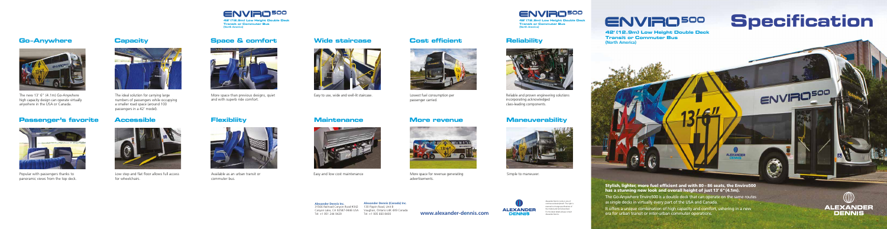# ENVIRO500

## Specification

**42' (12.9m) Low Height Double Deck Transit or Commuter Bus (North America)**

**Stylish, lighter, more fuel efficient and with 80–86 seats, the Enviro500 has a stunning new look and overall height of just 13' 6" (4.1m).**

The Go-Anywhere Enviro500 is a double deck that can operate on the same routes as single decks in virtually every part of the USA and Canada.

It offers a unique combination of high capacity and comfort, ushering in a new era for urban transit or inter-urban commuter operations.

ALEXANDER DENNIS

---

ENVIRO500
42' (12.9m) Low Height Double Deck Transit or Commuter Bus (North America)

### Go-Anywhere

The new 13' 6" (4.1m) Go-Anywhere high capacity design can operate virtually anywhere in the USA or Canada.

### Capacity

The ideal solution for carrying large numbers of passengers while occupying a smaller road space (around 100 passengers in a 42' model).

### Space & comfort

More space than previous designs, quiet and with superb ride comfort.

### Wide staircase

Easy to use, wide and well-lit staircase.

### Cost efficient

Lowest fuel consumption per passenger carried.

### Reliability

Reliable and proven engineering solutions incorporating acknowledged class-leading components.

### Passenger's favorite

Popular with passengers thanks to panoramic views from the top deck.

### Accessible

Low step and flat floor allows full access for wheelchairs.

### Flexibliity

Available as an urban transit or commuter bus.

### Maintenance

Easy and low cost maintenance

### More revenue

More space for revenue generating advertisements.

### Maneuverability

Simple to maneuver.

**Alexander Dennis Inc.**
31566 Railroad Canyon Road #342
Canyon Lake, CA 92587-9466 USA
Tel: +1 951 244 9429

**Alexander Dennis (Canada) Inc.**
130 Pippin Road, Unit B
Vaughan, Ontario L4K 4X9 Canada
Tel: +1 905 660 8400

**www.alexander-dennis.com**

ALEXANDER DENNIS